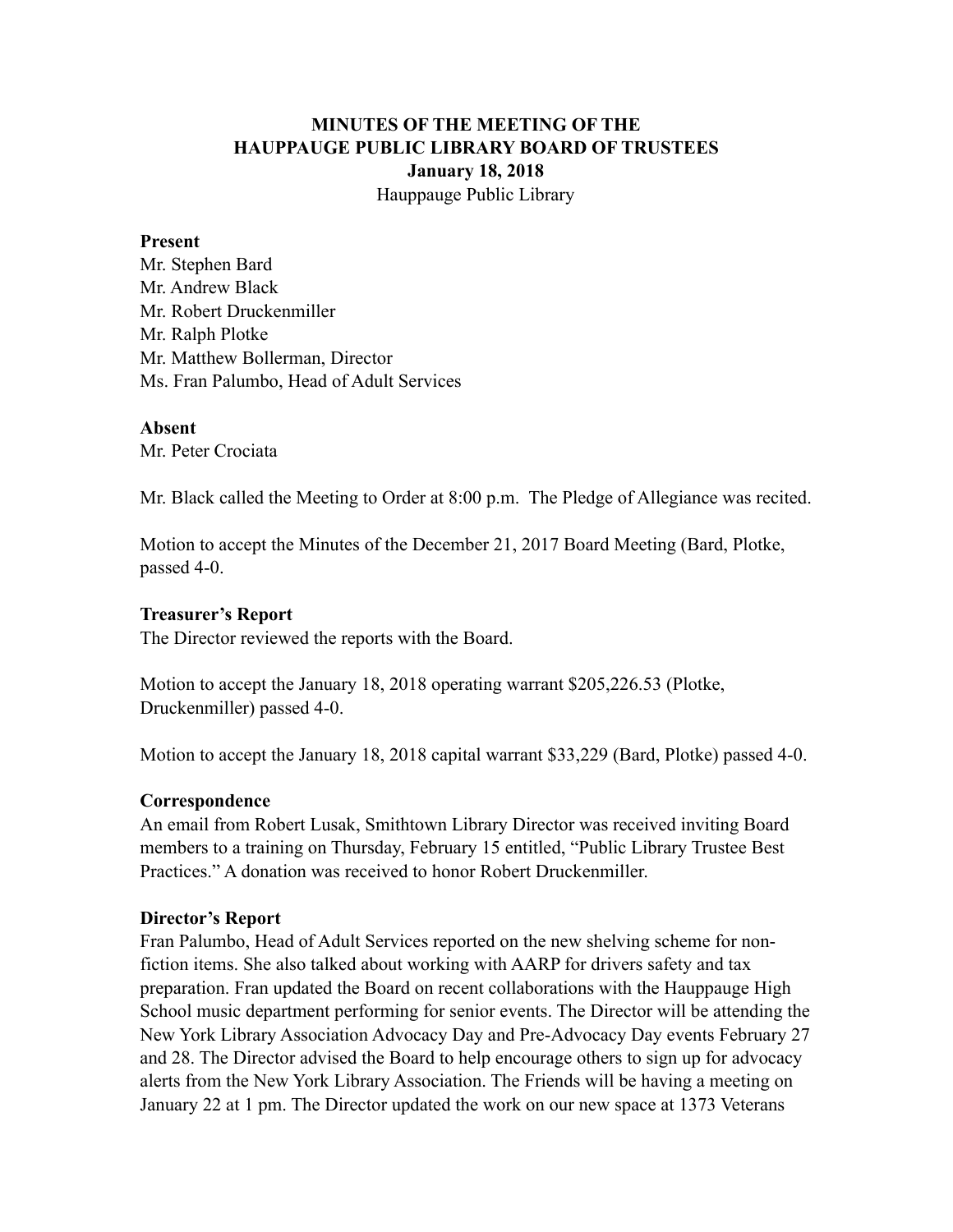**MINUTES OF THE MEETING OF THE**
**HAUPPAUGE PUBLIC LIBRARY BOARD OF TRUSTEES**
**January 18, 2018**
Hauppauge Public Library

**Present**
Mr. Stephen Bard
Mr. Andrew Black
Mr. Robert Druckenmiller
Mr. Ralph Plotke
Mr. Matthew Bollerman, Director
Ms. Fran Palumbo, Head of Adult Services

**Absent**
Mr. Peter Crociata

Mr. Black called the Meeting to Order at 8:00 p.m. The Pledge of Allegiance was recited.

Motion to accept the Minutes of the December 21, 2017 Board Meeting (Bard, Plotke, passed 4-0.

**Treasurer's Report**
The Director reviewed the reports with the Board.

Motion to accept the January 18, 2018 operating warrant $205,226.53 (Plotke, Druckenmiller) passed 4-0.

Motion to accept the January 18, 2018 capital warrant $33,229 (Bard, Plotke) passed 4-0.

**Correspondence**
An email from Robert Lusak, Smithtown Library Director was received inviting Board members to a training on Thursday, February 15 entitled, "Public Library Trustee Best Practices." A donation was received to honor Robert Druckenmiller.

**Director's Report**
Fran Palumbo, Head of Adult Services reported on the new shelving scheme for non-fiction items. She also talked about working with AARP for drivers safety and tax preparation. Fran updated the Board on recent collaborations with the Hauppauge High School music department performing for senior events. The Director will be attending the New York Library Association Advocacy Day and Pre-Advocacy Day events February 27 and 28. The Director advised the Board to help encourage others to sign up for advocacy alerts from the New York Library Association. The Friends will be having a meeting on January 22 at 1 pm. The Director updated the work on our new space at 1373 Veterans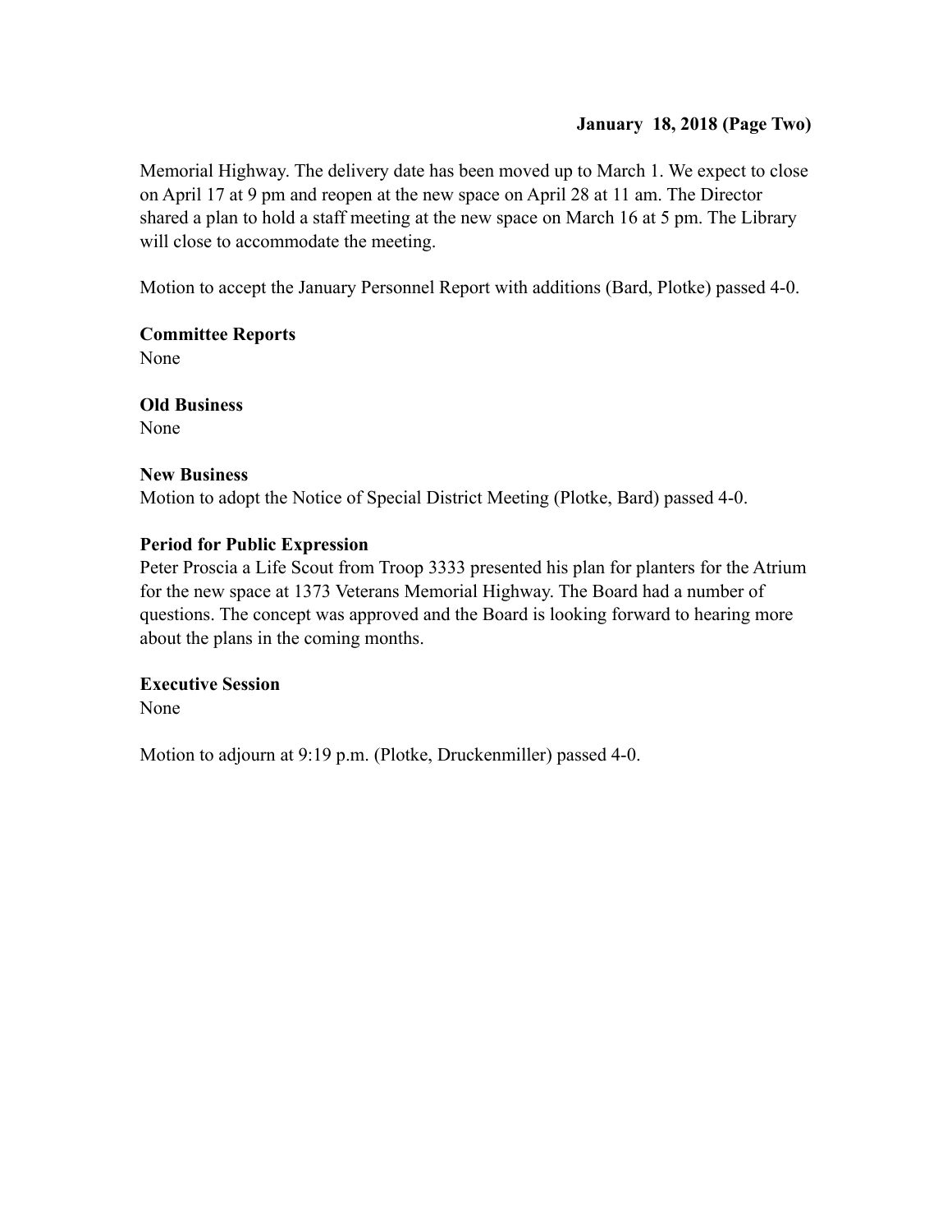Memorial Highway. The delivery date has been moved up to March 1. We expect to close on April 17 at 9 pm and reopen at the new space on April 28 at 11 am. The Director shared a plan to hold a staff meeting at the new space on March 16 at 5 pm. The Library will close to accommodate the meeting.

Motion to accept the January Personnel Report with additions (Bard, Plotke) passed 4-0.

**Committee Reports**
None

**Old Business**
None

**New Business**
Motion to adopt the Notice of Special District Meeting (Plotke, Bard) passed 4-0.

**Period for Public Expression**
Peter Proscia a Life Scout from Troop 3333 presented his plan for planters for the Atrium for the new space at 1373 Veterans Memorial Highway. The Board had a number of questions. The concept was approved and the Board is looking forward to hearing more about the plans in the coming months.

**Executive Session**
None

Motion to adjourn at 9:19 p.m. (Plotke, Druckenmiller) passed 4-0.